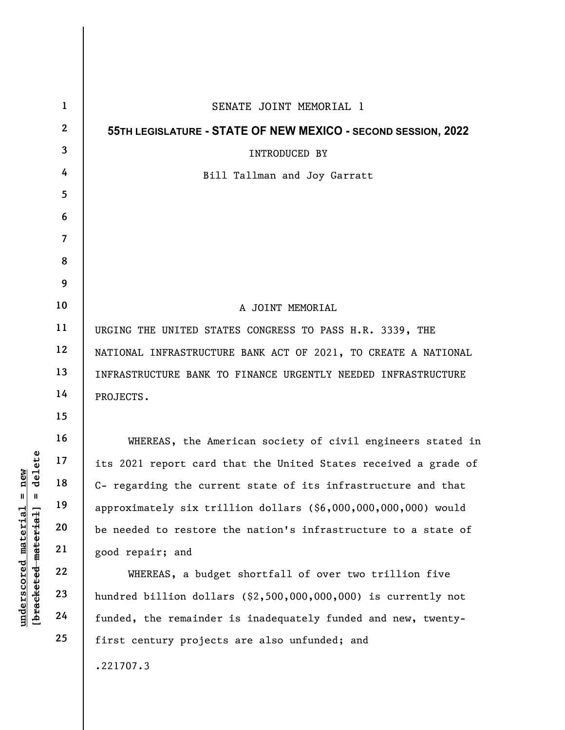SENATE JOINT MEMORIAL 1

**55TH LEGISLATURE - STATE OF NEW MEXICO - SECOND SESSION, 2022**

INTRODUCED BY

Bill Tallman and Joy Garratt

A JOINT MEMORIAL

URGING THE UNITED STATES CONGRESS TO PASS H.R. 3339, THE NATIONAL INFRASTRUCTURE BANK ACT OF 2021, TO CREATE A NATIONAL INFRASTRUCTURE BANK TO FINANCE URGENTLY NEEDED INFRASTRUCTURE PROJECTS.

WHEREAS, the American society of civil engineers stated in its 2021 report card that the United States received a grade of C- regarding the current state of its infrastructure and that approximately six trillion dollars ($6,000,000,000,000) would be needed to restore the nation's infrastructure to a state of good repair; and

WHEREAS, a budget shortfall of over two trillion five hundred billion dollars ($2,500,000,000,000) is currently not funded, the remainder is inadequately funded and new, twenty-first century projects are also unfunded; and

.221707.3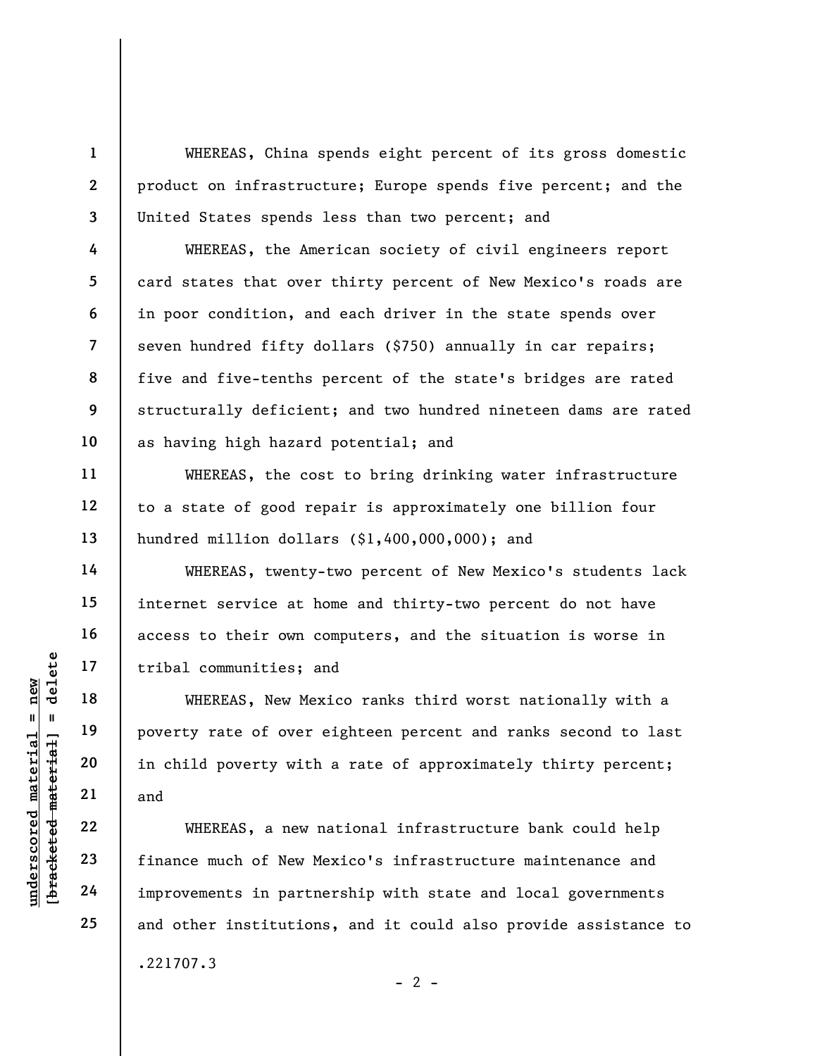WHEREAS, China spends eight percent of its gross domestic product on infrastructure; Europe spends five percent; and the United States spends less than two percent; and

WHEREAS, the American society of civil engineers report card states that over thirty percent of New Mexico's roads are in poor condition, and each driver in the state spends over seven hundred fifty dollars ($750) annually in car repairs; five and five-tenths percent of the state's bridges are rated structurally deficient; and two hundred nineteen dams are rated as having high hazard potential; and

WHEREAS, the cost to bring drinking water infrastructure to a state of good repair is approximately one billion four hundred million dollars ($1,400,000,000); and

WHEREAS, twenty-two percent of New Mexico's students lack internet service at home and thirty-two percent do not have access to their own computers, and the situation is worse in tribal communities; and

WHEREAS, New Mexico ranks third worst nationally with a poverty rate of over eighteen percent and ranks second to last in child poverty with a rate of approximately thirty percent; and

WHEREAS, a new national infrastructure bank could help finance much of New Mexico's infrastructure maintenance and improvements in partnership with state and local governments and other institutions, and it could also provide assistance to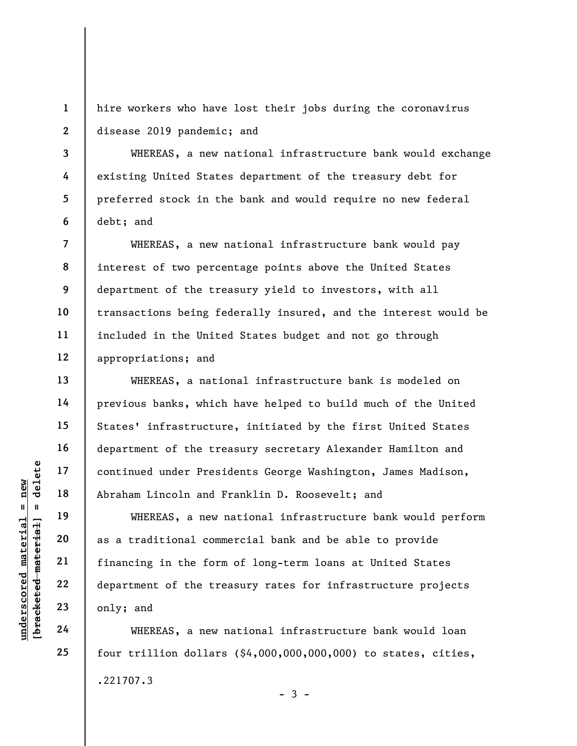hire workers who have lost their jobs during the coronavirus disease 2019 pandemic; and

WHEREAS, a new national infrastructure bank would exchange existing United States department of the treasury debt for preferred stock in the bank and would require no new federal debt; and

WHEREAS, a new national infrastructure bank would pay interest of two percentage points above the United States department of the treasury yield to investors, with all transactions being federally insured, and the interest would be included in the United States budget and not go through appropriations; and

WHEREAS, a national infrastructure bank is modeled on previous banks, which have helped to build much of the United States' infrastructure, initiated by the first United States department of the treasury secretary Alexander Hamilton and continued under Presidents George Washington, James Madison, Abraham Lincoln and Franklin D. Roosevelt; and

WHEREAS, a new national infrastructure bank would perform as a traditional commercial bank and be able to provide financing in the form of long-term loans at United States department of the treasury rates for infrastructure projects only; and

WHEREAS, a new national infrastructure bank would loan four trillion dollars ($4,000,000,000,000) to states, cities,

.221707.3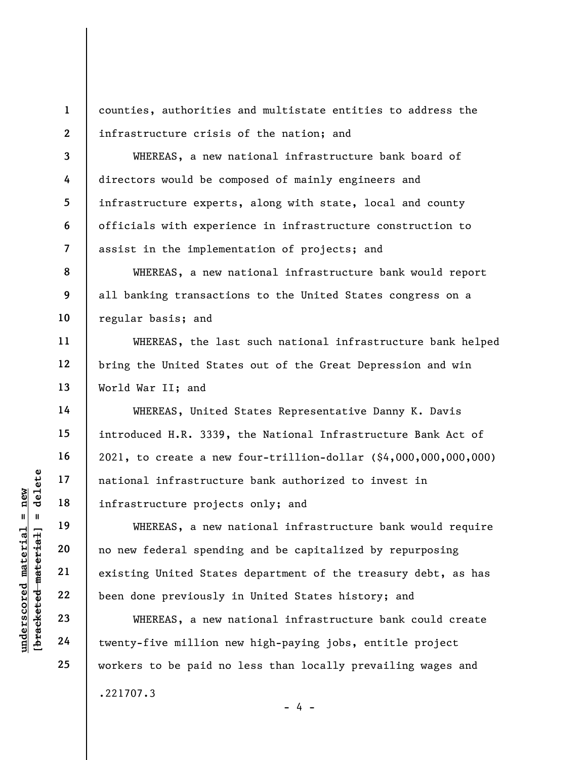counties, authorities and multistate entities to address the infrastructure crisis of the nation; and

WHEREAS, a new national infrastructure bank board of directors would be composed of mainly engineers and infrastructure experts, along with state, local and county officials with experience in infrastructure construction to assist in the implementation of projects; and

WHEREAS, a new national infrastructure bank would report all banking transactions to the United States congress on a regular basis; and

WHEREAS, the last such national infrastructure bank helped bring the United States out of the Great Depression and win World War II; and

WHEREAS, United States Representative Danny K. Davis introduced H.R. 3339, the National Infrastructure Bank Act of 2021, to create a new four-trillion-dollar ($4,000,000,000,000) national infrastructure bank authorized to invest in infrastructure projects only; and

WHEREAS, a new national infrastructure bank would require no new federal spending and be capitalized by repurposing existing United States department of the treasury debt, as has been done previously in United States history; and

WHEREAS, a new national infrastructure bank could create twenty-five million new high-paying jobs, entitle project workers to be paid no less than locally prevailing wages and

.221707.3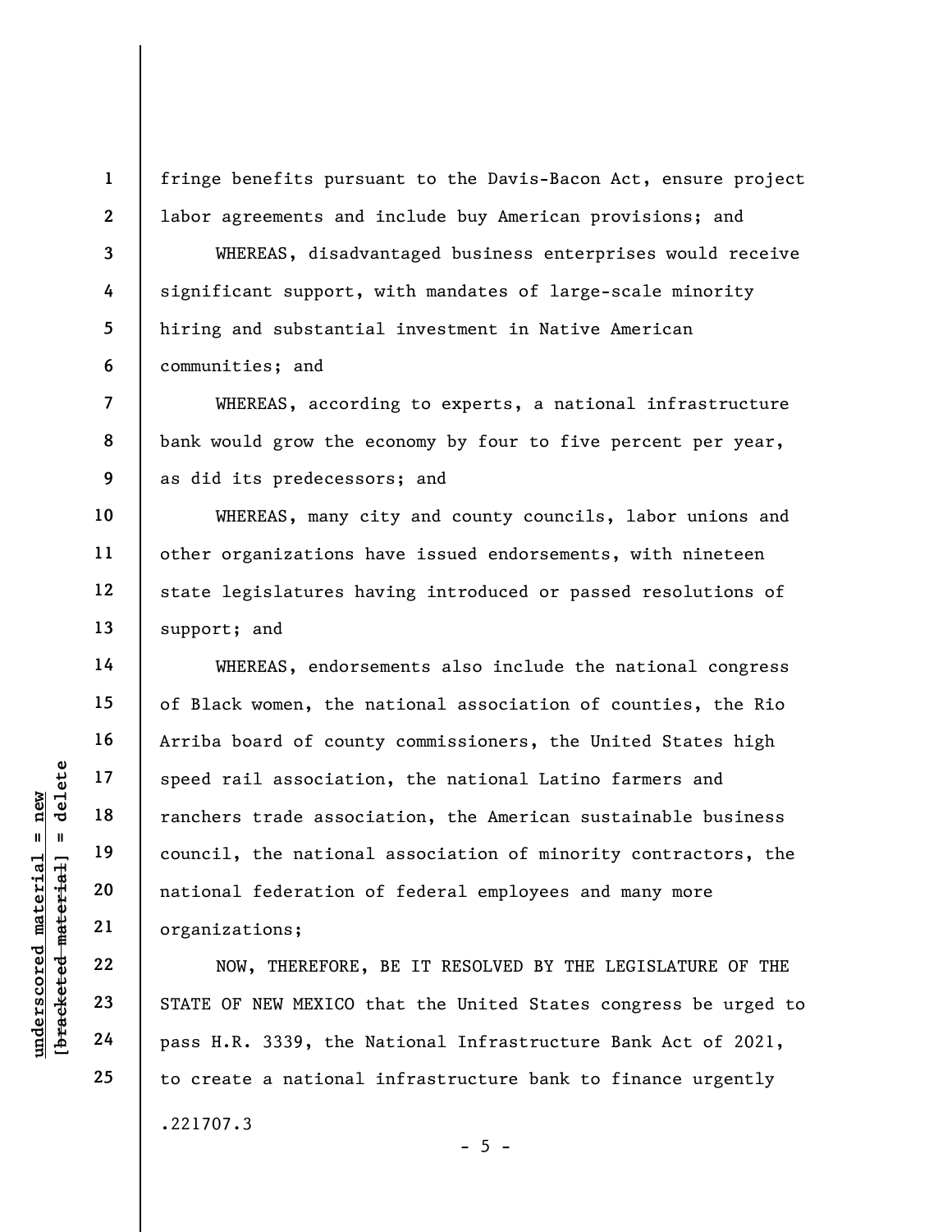fringe benefits pursuant to the Davis-Bacon Act, ensure project labor agreements and include buy American provisions; and

WHEREAS, disadvantaged business enterprises would receive significant support, with mandates of large-scale minority hiring and substantial investment in Native American communities; and

WHEREAS, according to experts, a national infrastructure bank would grow the economy by four to five percent per year, as did its predecessors; and

WHEREAS, many city and county councils, labor unions and other organizations have issued endorsements, with nineteen state legislatures having introduced or passed resolutions of support; and

WHEREAS, endorsements also include the national congress of Black women, the national association of counties, the Rio Arriba board of county commissioners, the United States high speed rail association, the national Latino farmers and ranchers trade association, the American sustainable business council, the national association of minority contractors, the national federation of federal employees and many more organizations;

NOW, THEREFORE, BE IT RESOLVED BY THE LEGISLATURE OF THE STATE OF NEW MEXICO that the United States congress be urged to pass H.R. 3339, the National Infrastructure Bank Act of 2021, to create a national infrastructure bank to finance urgently

.221707.3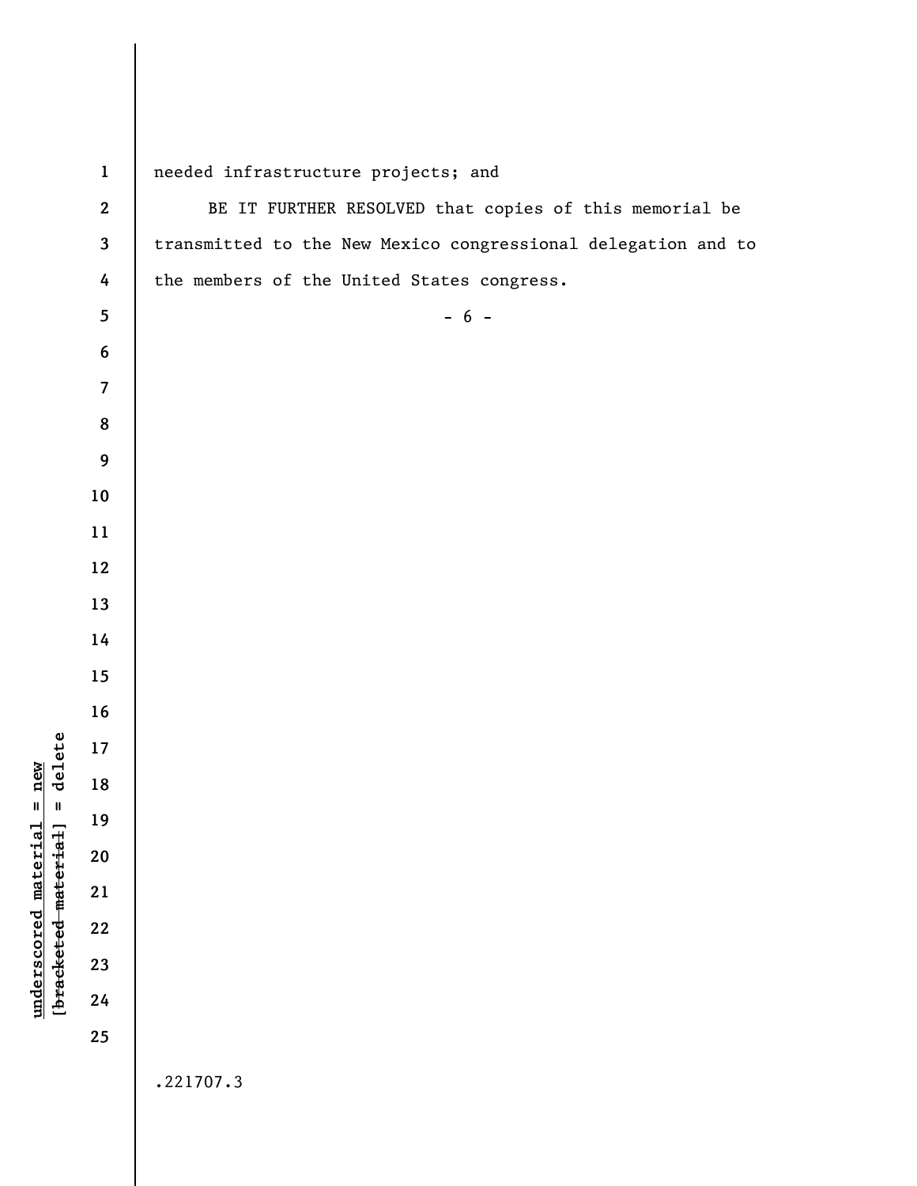needed infrastructure projects; and

BE IT FURTHER RESOLVED that copies of this memorial be transmitted to the New Mexico congressional delegation and to the members of the United States congress.

.221707.3